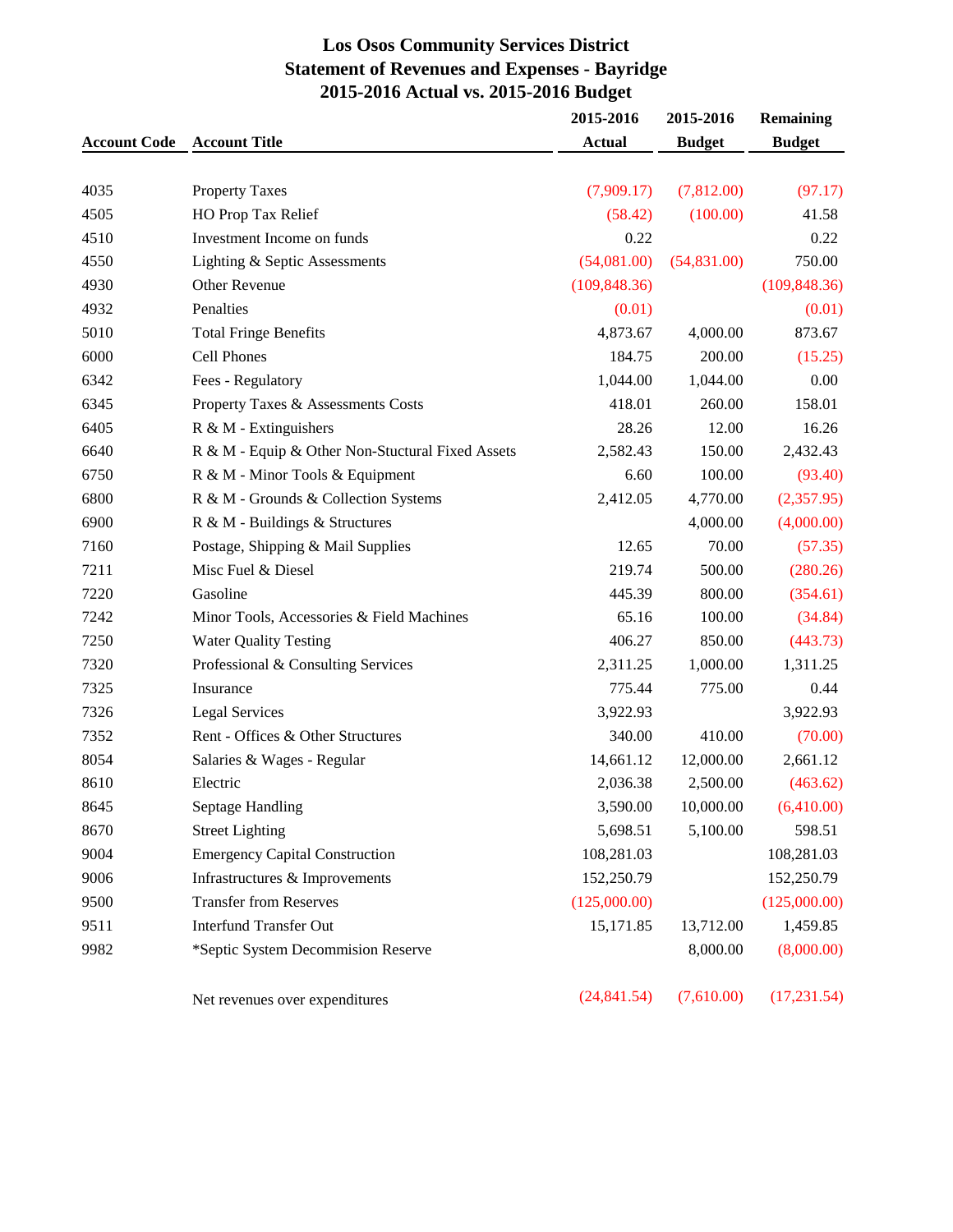# Los Osos Community Services District
## Statement of Revenues and Expenses - Bayridge
## 2015-2016 Actual vs. 2015-2016 Budget

| Account Code | Account Title | 2015-2016 Actual | 2015-2016 Budget | Remaining Budget |
|---|---|---|---|---|
| 4035 | Property Taxes | (7,909.17) | (7,812.00) | (97.17) |
| 4505 | HO Prop Tax Relief | (58.42) | (100.00) | 41.58 |
| 4510 | Investment Income on funds | 0.22 | | 0.22 |
| 4550 | Lighting & Septic Assessments | (54,081.00) | (54,831.00) | 750.00 |
| 4930 | Other Revenue | (109,848.36) | | (109,848.36) |
| 4932 | Penalties | (0.01) | | (0.01) |
| 5010 | Total Fringe Benefits | 4,873.67 | 4,000.00 | 873.67 |
| 6000 | Cell Phones | 184.75 | 200.00 | (15.25) |
| 6342 | Fees - Regulatory | 1,044.00 | 1,044.00 | 0.00 |
| 6345 | Property Taxes & Assessments Costs | 418.01 | 260.00 | 158.01 |
| 6405 | R & M - Extinguishers | 28.26 | 12.00 | 16.26 |
| 6640 | R & M - Equip & Other Non-Stuctural Fixed Assets | 2,582.43 | 150.00 | 2,432.43 |
| 6750 | R & M - Minor Tools & Equipment | 6.60 | 100.00 | (93.40) |
| 6800 | R & M - Grounds & Collection Systems | 2,412.05 | 4,770.00 | (2,357.95) |
| 6900 | R & M - Buildings & Structures | | 4,000.00 | (4,000.00) |
| 7160 | Postage, Shipping & Mail Supplies | 12.65 | 70.00 | (57.35) |
| 7211 | Misc Fuel & Diesel | 219.74 | 500.00 | (280.26) |
| 7220 | Gasoline | 445.39 | 800.00 | (354.61) |
| 7242 | Minor Tools, Accessories & Field Machines | 65.16 | 100.00 | (34.84) |
| 7250 | Water Quality Testing | 406.27 | 850.00 | (443.73) |
| 7320 | Professional & Consulting Services | 2,311.25 | 1,000.00 | 1,311.25 |
| 7325 | Insurance | 775.44 | 775.00 | 0.44 |
| 7326 | Legal Services | 3,922.93 | | 3,922.93 |
| 7352 | Rent - Offices & Other Structures | 340.00 | 410.00 | (70.00) |
| 8054 | Salaries & Wages - Regular | 14,661.12 | 12,000.00 | 2,661.12 |
| 8610 | Electric | 2,036.38 | 2,500.00 | (463.62) |
| 8645 | Septage Handling | 3,590.00 | 10,000.00 | (6,410.00) |
| 8670 | Street Lighting | 5,698.51 | 5,100.00 | 598.51 |
| 9004 | Emergency Capital Construction | 108,281.03 | | 108,281.03 |
| 9006 | Infrastructures & Improvements | 152,250.79 | | 152,250.79 |
| 9500 | Transfer from Reserves | (125,000.00) | | (125,000.00) |
| 9511 | Interfund Transfer Out | 15,171.85 | 13,712.00 | 1,459.85 |
| 9982 | *Septic System Decommision Reserve | | 8,000.00 | (8,000.00) |
| | Net revenues over expenditures | (24,841.54) | (7,610.00) | (17,231.54) |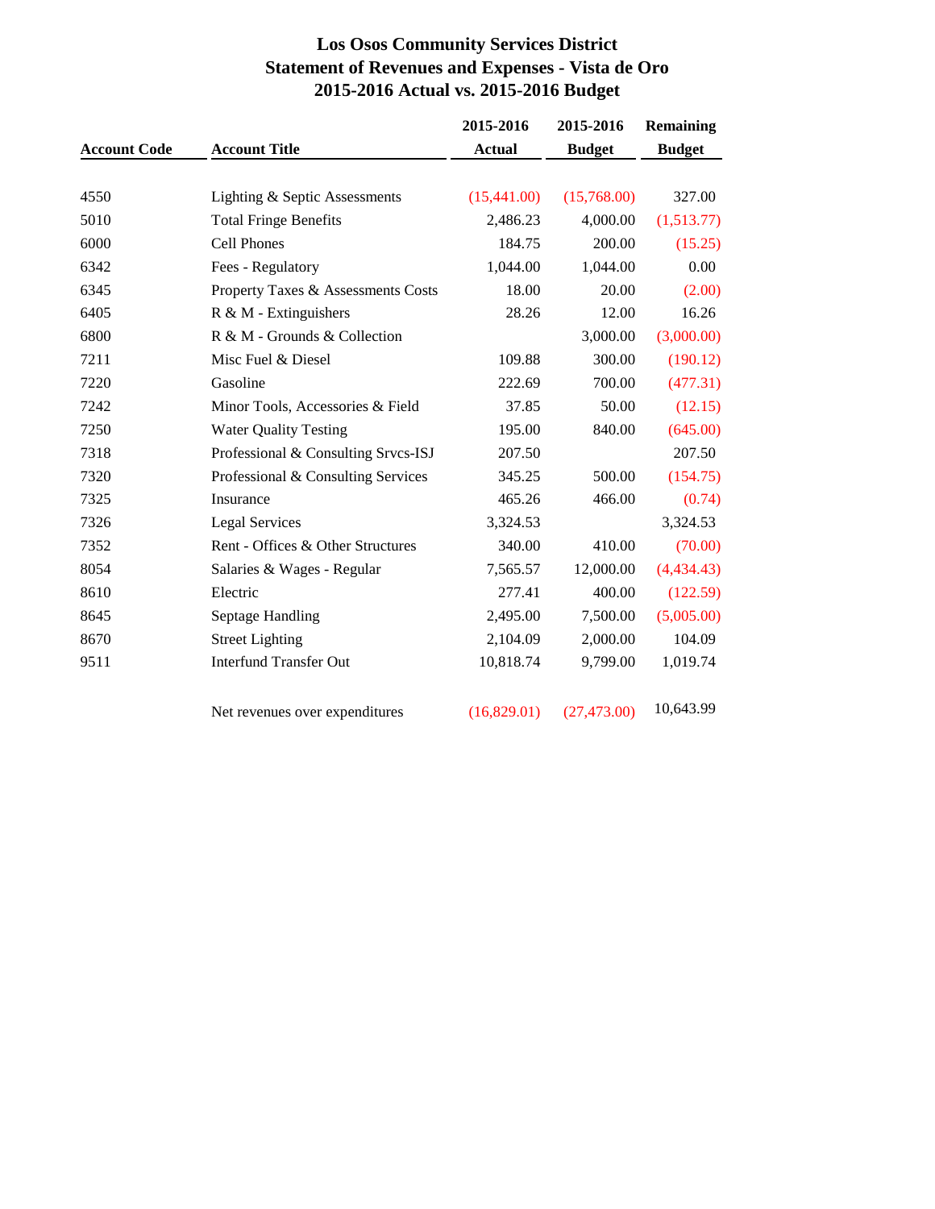# Los Osos Community Services District
## Statement of Revenues and Expenses - Vista de Oro
## 2015-2016 Actual vs. 2015-2016 Budget

| Account Code | Account Title | 2015-2016 Actual | 2015-2016 Budget | Remaining Budget |
|---|---|---|---|---|
| 4550 | Lighting & Septic Assessments | (15,441.00) | (15,768.00) | 327.00 |
| 5010 | Total Fringe Benefits | 2,486.23 | 4,000.00 | (1,513.77) |
| 6000 | Cell Phones | 184.75 | 200.00 | (15.25) |
| 6342 | Fees - Regulatory | 1,044.00 | 1,044.00 | 0.00 |
| 6345 | Property Taxes & Assessments Costs | 18.00 | 20.00 | (2.00) |
| 6405 | R & M - Extinguishers | 28.26 | 12.00 | 16.26 |
| 6800 | R & M - Grounds & Collection | | 3,000.00 | (3,000.00) |
| 7211 | Misc Fuel & Diesel | 109.88 | 300.00 | (190.12) |
| 7220 | Gasoline | 222.69 | 700.00 | (477.31) |
| 7242 | Minor Tools, Accessories & Field | 37.85 | 50.00 | (12.15) |
| 7250 | Water Quality Testing | 195.00 | 840.00 | (645.00) |
| 7318 | Professional & Consulting Srvcs-ISJ | 207.50 | | 207.50 |
| 7320 | Professional & Consulting Services | 345.25 | 500.00 | (154.75) |
| 7325 | Insurance | 465.26 | 466.00 | (0.74) |
| 7326 | Legal Services | 3,324.53 | | 3,324.53 |
| 7352 | Rent - Offices & Other Structures | 340.00 | 410.00 | (70.00) |
| 8054 | Salaries & Wages - Regular | 7,565.57 | 12,000.00 | (4,434.43) |
| 8610 | Electric | 277.41 | 400.00 | (122.59) |
| 8645 | Septage Handling | 2,495.00 | 7,500.00 | (5,005.00) |
| 8670 | Street Lighting | 2,104.09 | 2,000.00 | 104.09 |
| 9511 | Interfund Transfer Out | 10,818.74 | 9,799.00 | 1,019.74 |
| | Net revenues over expenditures | (16,829.01) | (27,473.00) | 10,643.99 |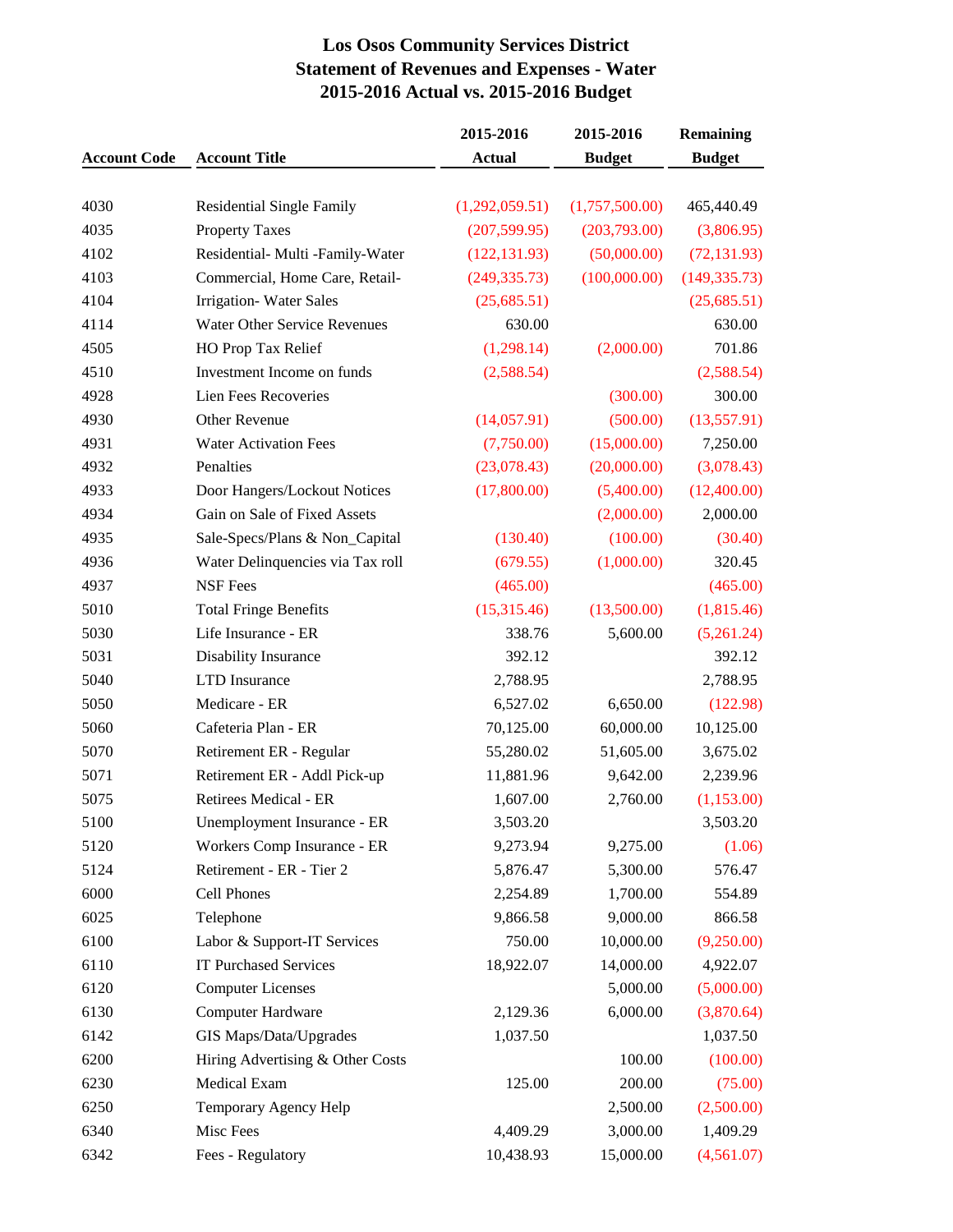# Los Osos Community Services District
## Statement of Revenues and Expenses - Water
## 2015-2016 Actual vs. 2015-2016 Budget

| Account Code | Account Title | 2015-2016 Actual | 2015-2016 Budget | Remaining Budget |
|---|---|---|---|---|
| 4030 | Residential Single Family | (1,292,059.51) | (1,757,500.00) | 465,440.49 |
| 4035 | Property Taxes | (207,599.95) | (203,793.00) | (3,806.95) |
| 4102 | Residential- Multi -Family-Water | (122,131.93) | (50,000.00) | (72,131.93) |
| 4103 | Commercial, Home Care, Retail- | (249,335.73) | (100,000.00) | (149,335.73) |
| 4104 | Irrigation- Water Sales | (25,685.51) | | (25,685.51) |
| 4114 | Water Other Service Revenues | 630.00 | | 630.00 |
| 4505 | HO Prop Tax Relief | (1,298.14) | (2,000.00) | 701.86 |
| 4510 | Investment Income on funds | (2,588.54) | | (2,588.54) |
| 4928 | Lien Fees Recoveries | | (300.00) | 300.00 |
| 4930 | Other Revenue | (14,057.91) | (500.00) | (13,557.91) |
| 4931 | Water Activation Fees | (7,750.00) | (15,000.00) | 7,250.00 |
| 4932 | Penalties | (23,078.43) | (20,000.00) | (3,078.43) |
| 4933 | Door Hangers/Lockout Notices | (17,800.00) | (5,400.00) | (12,400.00) |
| 4934 | Gain on Sale of Fixed Assets | | (2,000.00) | 2,000.00 |
| 4935 | Sale-Specs/Plans & Non_Capital | (130.40) | (100.00) | (30.40) |
| 4936 | Water Delinquencies via Tax roll | (679.55) | (1,000.00) | 320.45 |
| 4937 | NSF Fees | (465.00) | | (465.00) |
| 5010 | Total Fringe Benefits | (15,315.46) | (13,500.00) | (1,815.46) |
| 5030 | Life Insurance - ER | 338.76 | 5,600.00 | (5,261.24) |
| 5031 | Disability Insurance | 392.12 | | 392.12 |
| 5040 | LTD Insurance | 2,788.95 | | 2,788.95 |
| 5050 | Medicare - ER | 6,527.02 | 6,650.00 | (122.98) |
| 5060 | Cafeteria Plan - ER | 70,125.00 | 60,000.00 | 10,125.00 |
| 5070 | Retirement ER - Regular | 55,280.02 | 51,605.00 | 3,675.02 |
| 5071 | Retirement ER - Addl Pick-up | 11,881.96 | 9,642.00 | 2,239.96 |
| 5075 | Retirees Medical - ER | 1,607.00 | 2,760.00 | (1,153.00) |
| 5100 | Unemployment Insurance - ER | 3,503.20 | | 3,503.20 |
| 5120 | Workers Comp Insurance - ER | 9,273.94 | 9,275.00 | (1.06) |
| 5124 | Retirement - ER - Tier 2 | 5,876.47 | 5,300.00 | 576.47 |
| 6000 | Cell Phones | 2,254.89 | 1,700.00 | 554.89 |
| 6025 | Telephone | 9,866.58 | 9,000.00 | 866.58 |
| 6100 | Labor & Support-IT Services | 750.00 | 10,000.00 | (9,250.00) |
| 6110 | IT Purchased Services | 18,922.07 | 14,000.00 | 4,922.07 |
| 6120 | Computer Licenses | | 5,000.00 | (5,000.00) |
| 6130 | Computer Hardware | 2,129.36 | 6,000.00 | (3,870.64) |
| 6142 | GIS Maps/Data/Upgrades | 1,037.50 | | 1,037.50 |
| 6200 | Hiring Advertising & Other Costs | | 100.00 | (100.00) |
| 6230 | Medical Exam | 125.00 | 200.00 | (75.00) |
| 6250 | Temporary Agency Help | | 2,500.00 | (2,500.00) |
| 6340 | Misc Fees | 4,409.29 | 3,000.00 | 1,409.29 |
| 6342 | Fees - Regulatory | 10,438.93 | 15,000.00 | (4,561.07) |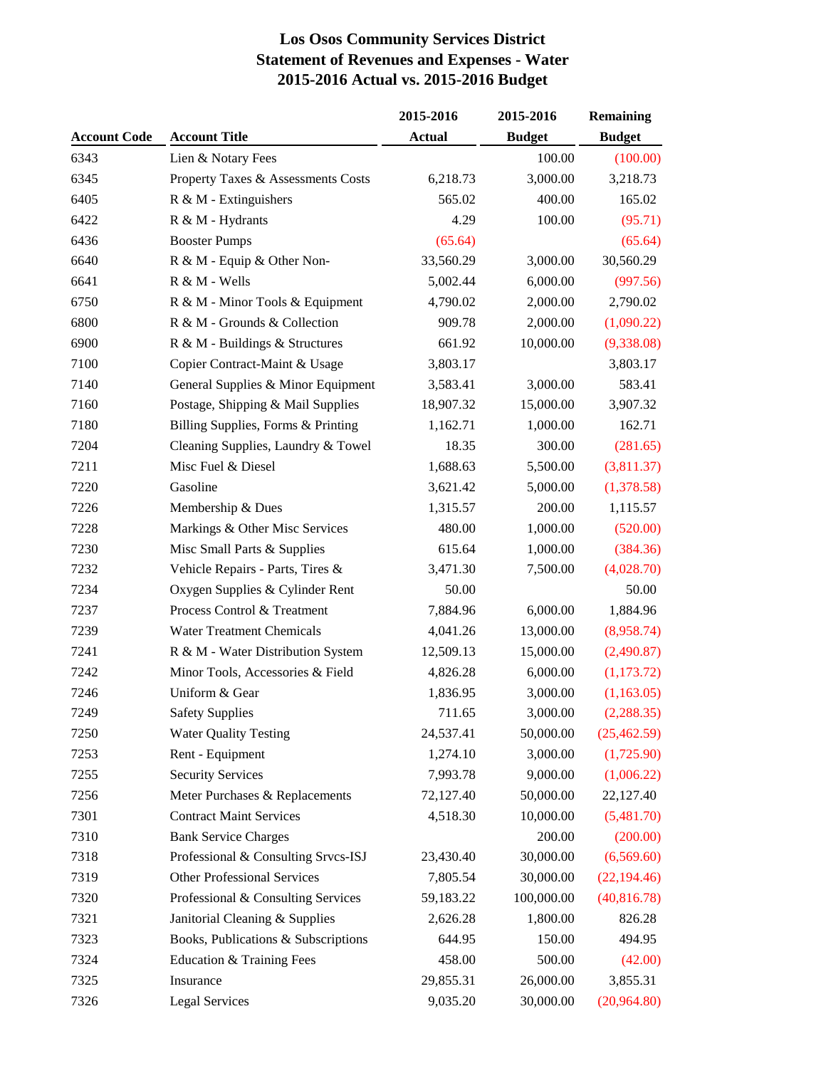# Los Osos Community Services District
## Statement of Revenues and Expenses - Water
## 2015-2016 Actual vs. 2015-2016 Budget

| Account Code | Account Title | 2015-2016 Actual | 2015-2016 Budget | Remaining Budget |
|---|---|---|---|---|
| 6343 | Lien & Notary Fees | | 100.00 | (100.00) |
| 6345 | Property Taxes & Assessments Costs | 6,218.73 | 3,000.00 | 3,218.73 |
| 6405 | R & M - Extinguishers | 565.02 | 400.00 | 165.02 |
| 6422 | R & M - Hydrants | 4.29 | 100.00 | (95.71) |
| 6436 | Booster Pumps | (65.64) | | (65.64) |
| 6640 | R & M - Equip & Other Non- | 33,560.29 | 3,000.00 | 30,560.29 |
| 6641 | R & M - Wells | 5,002.44 | 6,000.00 | (997.56) |
| 6750 | R & M - Minor Tools & Equipment | 4,790.02 | 2,000.00 | 2,790.02 |
| 6800 | R & M - Grounds & Collection | 909.78 | 2,000.00 | (1,090.22) |
| 6900 | R & M - Buildings & Structures | 661.92 | 10,000.00 | (9,338.08) |
| 7100 | Copier Contract-Maint & Usage | 3,803.17 | | 3,803.17 |
| 7140 | General Supplies & Minor Equipment | 3,583.41 | 3,000.00 | 583.41 |
| 7160 | Postage, Shipping & Mail Supplies | 18,907.32 | 15,000.00 | 3,907.32 |
| 7180 | Billing Supplies, Forms & Printing | 1,162.71 | 1,000.00 | 162.71 |
| 7204 | Cleaning Supplies, Laundry & Towel | 18.35 | 300.00 | (281.65) |
| 7211 | Misc Fuel & Diesel | 1,688.63 | 5,500.00 | (3,811.37) |
| 7220 | Gasoline | 3,621.42 | 5,000.00 | (1,378.58) |
| 7226 | Membership & Dues | 1,315.57 | 200.00 | 1,115.57 |
| 7228 | Markings & Other Misc Services | 480.00 | 1,000.00 | (520.00) |
| 7230 | Misc Small Parts & Supplies | 615.64 | 1,000.00 | (384.36) |
| 7232 | Vehicle Repairs - Parts, Tires & | 3,471.30 | 7,500.00 | (4,028.70) |
| 7234 | Oxygen Supplies & Cylinder Rent | 50.00 | | 50.00 |
| 7237 | Process Control & Treatment | 7,884.96 | 6,000.00 | 1,884.96 |
| 7239 | Water Treatment Chemicals | 4,041.26 | 13,000.00 | (8,958.74) |
| 7241 | R & M - Water Distribution System | 12,509.13 | 15,000.00 | (2,490.87) |
| 7242 | Minor Tools, Accessories & Field | 4,826.28 | 6,000.00 | (1,173.72) |
| 7246 | Uniform & Gear | 1,836.95 | 3,000.00 | (1,163.05) |
| 7249 | Safety Supplies | 711.65 | 3,000.00 | (2,288.35) |
| 7250 | Water Quality Testing | 24,537.41 | 50,000.00 | (25,462.59) |
| 7253 | Rent - Equipment | 1,274.10 | 3,000.00 | (1,725.90) |
| 7255 | Security Services | 7,993.78 | 9,000.00 | (1,006.22) |
| 7256 | Meter Purchases & Replacements | 72,127.40 | 50,000.00 | 22,127.40 |
| 7301 | Contract Maint Services | 4,518.30 | 10,000.00 | (5,481.70) |
| 7310 | Bank Service Charges | | 200.00 | (200.00) |
| 7318 | Professional & Consulting Srvcs-ISJ | 23,430.40 | 30,000.00 | (6,569.60) |
| 7319 | Other Professional Services | 7,805.54 | 30,000.00 | (22,194.46) |
| 7320 | Professional & Consulting Services | 59,183.22 | 100,000.00 | (40,816.78) |
| 7321 | Janitorial Cleaning & Supplies | 2,626.28 | 1,800.00 | 826.28 |
| 7323 | Books, Publications & Subscriptions | 644.95 | 150.00 | 494.95 |
| 7324 | Education & Training Fees | 458.00 | 500.00 | (42.00) |
| 7325 | Insurance | 29,855.31 | 26,000.00 | 3,855.31 |
| 7326 | Legal Services | 9,035.20 | 30,000.00 | (20,964.80) |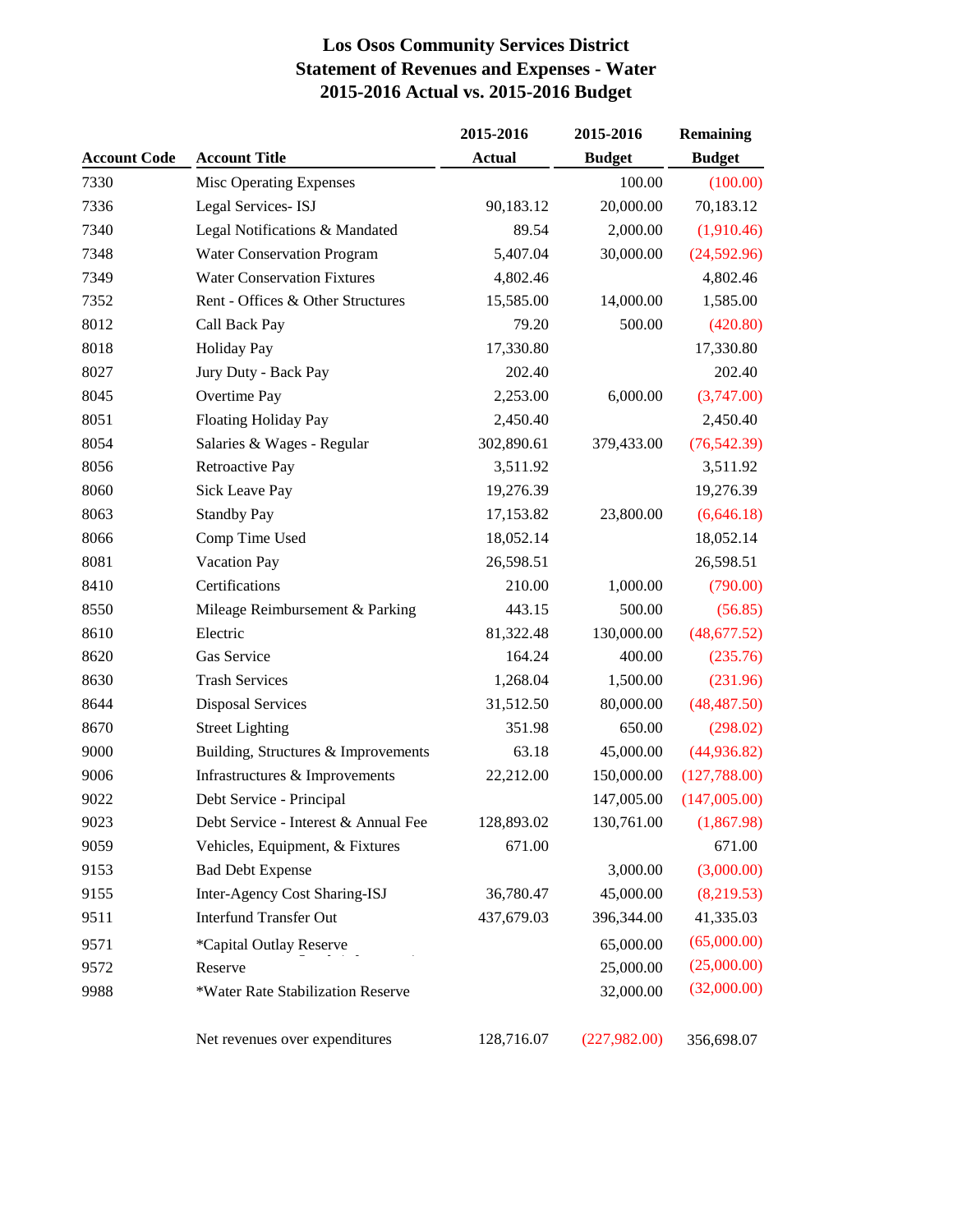# Los Osos Community Services District
## Statement of Revenues and Expenses - Water
## 2015-2016 Actual vs. 2015-2016 Budget

| Account Code | Account Title | 2015-2016 Actual | 2015-2016 Budget | Remaining Budget |
|---|---|---|---|---|
| 7330 | Misc Operating Expenses | | 100.00 | (100.00) |
| 7336 | Legal Services- ISJ | 90,183.12 | 20,000.00 | 70,183.12 |
| 7340 | Legal Notifications & Mandated | 89.54 | 2,000.00 | (1,910.46) |
| 7348 | Water Conservation Program | 5,407.04 | 30,000.00 | (24,592.96) |
| 7349 | Water Conservation Fixtures | 4,802.46 | | 4,802.46 |
| 7352 | Rent - Offices & Other Structures | 15,585.00 | 14,000.00 | 1,585.00 |
| 8012 | Call Back Pay | 79.20 | 500.00 | (420.80) |
| 8018 | Holiday Pay | 17,330.80 | | 17,330.80 |
| 8027 | Jury Duty - Back Pay | 202.40 | | 202.40 |
| 8045 | Overtime Pay | 2,253.00 | 6,000.00 | (3,747.00) |
| 8051 | Floating Holiday Pay | 2,450.40 | | 2,450.40 |
| 8054 | Salaries & Wages - Regular | 302,890.61 | 379,433.00 | (76,542.39) |
| 8056 | Retroactive Pay | 3,511.92 | | 3,511.92 |
| 8060 | Sick Leave Pay | 19,276.39 | | 19,276.39 |
| 8063 | Standby Pay | 17,153.82 | 23,800.00 | (6,646.18) |
| 8066 | Comp Time Used | 18,052.14 | | 18,052.14 |
| 8081 | Vacation Pay | 26,598.51 | | 26,598.51 |
| 8410 | Certifications | 210.00 | 1,000.00 | (790.00) |
| 8550 | Mileage Reimbursement & Parking | 443.15 | 500.00 | (56.85) |
| 8610 | Electric | 81,322.48 | 130,000.00 | (48,677.52) |
| 8620 | Gas Service | 164.24 | 400.00 | (235.76) |
| 8630 | Trash Services | 1,268.04 | 1,500.00 | (231.96) |
| 8644 | Disposal Services | 31,512.50 | 80,000.00 | (48,487.50) |
| 8670 | Street Lighting | 351.98 | 650.00 | (298.02) |
| 9000 | Building, Structures & Improvements | 63.18 | 45,000.00 | (44,936.82) |
| 9006 | Infrastructures & Improvements | 22,212.00 | 150,000.00 | (127,788.00) |
| 9022 | Debt Service - Principal | | 147,005.00 | (147,005.00) |
| 9023 | Debt Service - Interest & Annual Fee | 128,893.02 | 130,761.00 | (1,867.98) |
| 9059 | Vehicles, Equipment, & Fixtures | 671.00 | | 671.00 |
| 9153 | Bad Debt Expense | | 3,000.00 | (3,000.00) |
| 9155 | Inter-Agency Cost Sharing-ISJ | 36,780.47 | 45,000.00 | (8,219.53) |
| 9511 | Interfund Transfer Out | 437,679.03 | 396,344.00 | 41,335.03 |
| 9571 | *Capital Outlay Reserve | | 65,000.00 | (65,000.00) |
| 9572 | Reserve | | 25,000.00 | (25,000.00) |
| 9988 | *Water Rate Stabilization Reserve | | 32,000.00 | (32,000.00) |
| | Net revenues over expenditures | 128,716.07 | (227,982.00) | 356,698.07 |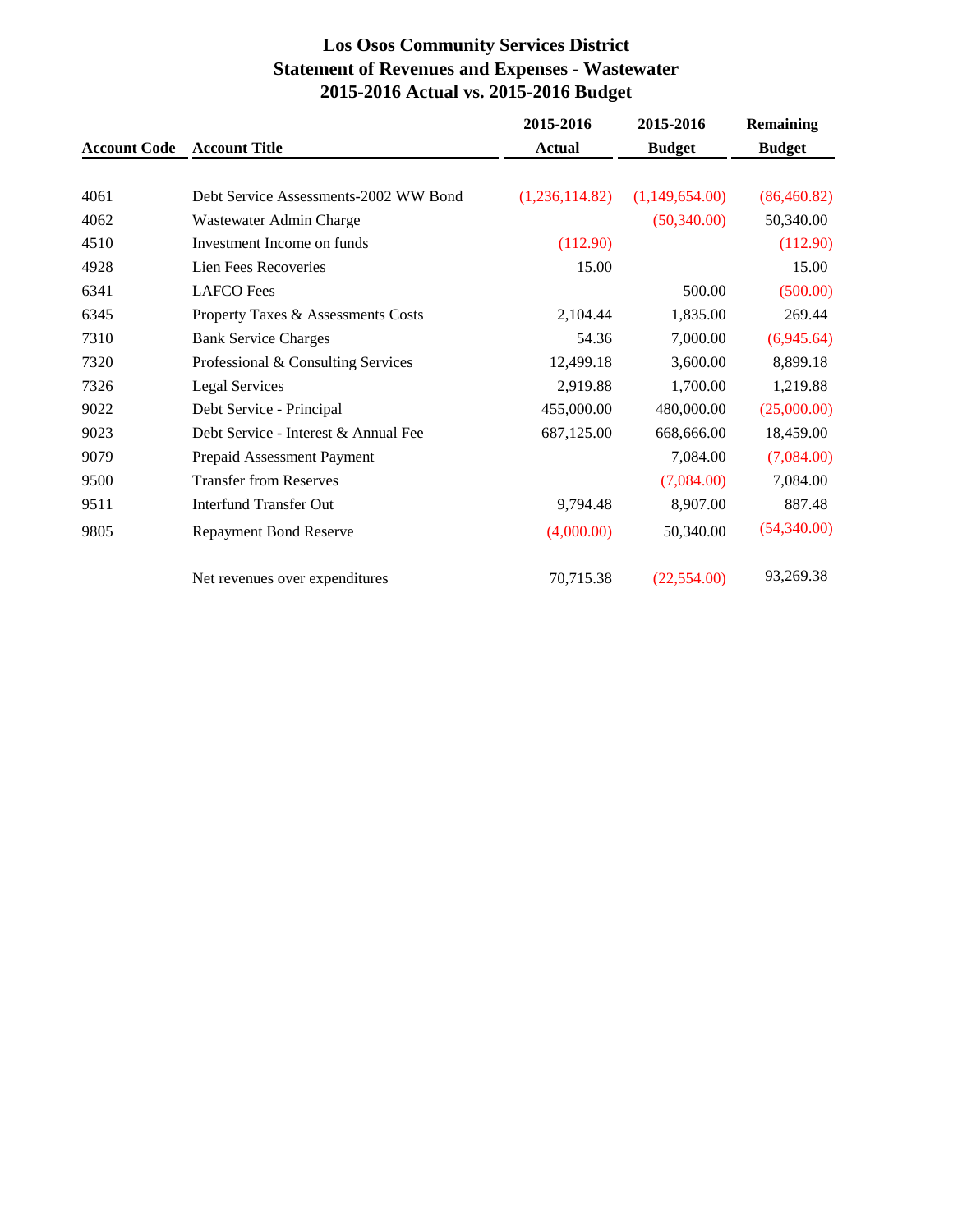# Los Osos Community Services District
## Statement of Revenues and Expenses - Wastewater
## 2015-2016 Actual vs. 2015-2016 Budget

| Account Code | Account Title | 2015-2016 Actual | 2015-2016 Budget | Remaining Budget |
|---|---|---|---|---|
| 4061 | Debt Service Assessments-2002 WW Bond | (1,236,114.82) | (1,149,654.00) | (86,460.82) |
| 4062 | Wastewater Admin Charge | | (50,340.00) | 50,340.00 |
| 4510 | Investment Income on funds | (112.90) | | (112.90) |
| 4928 | Lien Fees Recoveries | 15.00 | | 15.00 |
| 6341 | LAFCO Fees | | 500.00 | (500.00) |
| 6345 | Property Taxes & Assessments Costs | 2,104.44 | 1,835.00 | 269.44 |
| 7310 | Bank Service Charges | 54.36 | 7,000.00 | (6,945.64) |
| 7320 | Professional & Consulting Services | 12,499.18 | 3,600.00 | 8,899.18 |
| 7326 | Legal Services | 2,919.88 | 1,700.00 | 1,219.88 |
| 9022 | Debt Service - Principal | 455,000.00 | 480,000.00 | (25,000.00) |
| 9023 | Debt Service - Interest & Annual Fee | 687,125.00 | 668,666.00 | 18,459.00 |
| 9079 | Prepaid Assessment Payment | | 7,084.00 | (7,084.00) |
| 9500 | Transfer from Reserves | | (7,084.00) | 7,084.00 |
| 9511 | Interfund Transfer Out | 9,794.48 | 8,907.00 | 887.48 |
| 9805 | Repayment Bond Reserve | (4,000.00) | 50,340.00 | (54,340.00) |
| | Net revenues over expenditures | 70,715.38 | (22,554.00) | 93,269.38 |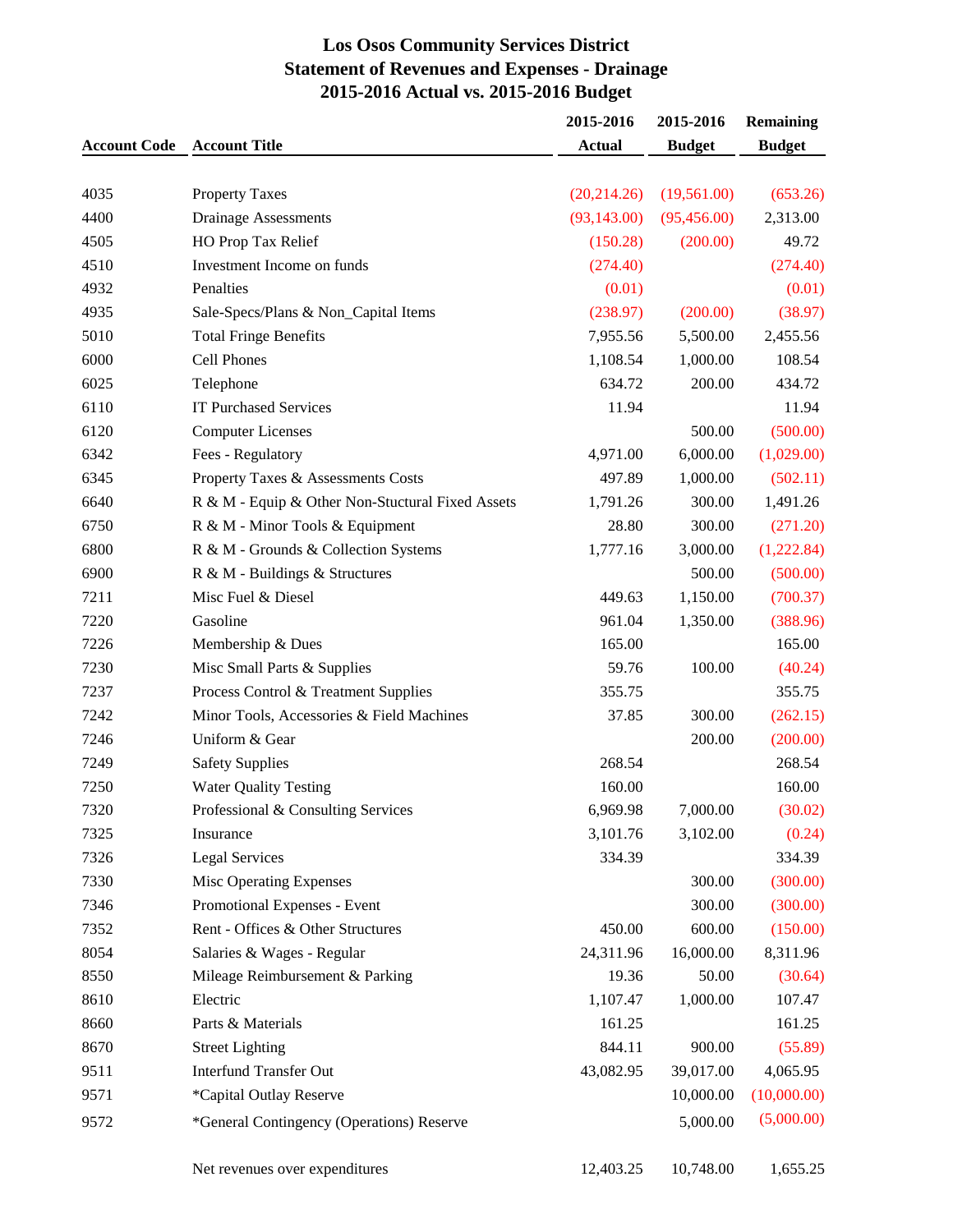# Los Osos Community Services District
# Statement of Revenues and Expenses - Drainage
# 2015-2016 Actual vs. 2015-2016 Budget

| Account Code | Account Title | 2015-2016 Actual | 2015-2016 Budget | Remaining Budget |
|---|---|---|---|---|
| 4035 | Property Taxes | (20,214.26) | (19,561.00) | (653.26) |
| 4400 | Drainage Assessments | (93,143.00) | (95,456.00) | 2,313.00 |
| 4505 | HO Prop Tax Relief | (150.28) | (200.00) | 49.72 |
| 4510 | Investment Income on funds | (274.40) | | (274.40) |
| 4932 | Penalties | (0.01) | | (0.01) |
| 4935 | Sale-Specs/Plans & Non_Capital Items | (238.97) | (200.00) | (38.97) |
| 5010 | Total Fringe Benefits | 7,955.56 | 5,500.00 | 2,455.56 |
| 6000 | Cell Phones | 1,108.54 | 1,000.00 | 108.54 |
| 6025 | Telephone | 634.72 | 200.00 | 434.72 |
| 6110 | IT Purchased Services | 11.94 | | 11.94 |
| 6120 | Computer Licenses | | 500.00 | (500.00) |
| 6342 | Fees - Regulatory | 4,971.00 | 6,000.00 | (1,029.00) |
| 6345 | Property Taxes & Assessments Costs | 497.89 | 1,000.00 | (502.11) |
| 6640 | R & M - Equip & Other Non-Stuctural Fixed Assets | 1,791.26 | 300.00 | 1,491.26 |
| 6750 | R & M - Minor Tools & Equipment | 28.80 | 300.00 | (271.20) |
| 6800 | R & M - Grounds & Collection Systems | 1,777.16 | 3,000.00 | (1,222.84) |
| 6900 | R & M - Buildings & Structures | | 500.00 | (500.00) |
| 7211 | Misc Fuel & Diesel | 449.63 | 1,150.00 | (700.37) |
| 7220 | Gasoline | 961.04 | 1,350.00 | (388.96) |
| 7226 | Membership & Dues | 165.00 | | 165.00 |
| 7230 | Misc Small Parts & Supplies | 59.76 | 100.00 | (40.24) |
| 7237 | Process Control & Treatment Supplies | 355.75 | | 355.75 |
| 7242 | Minor Tools, Accessories & Field Machines | 37.85 | 300.00 | (262.15) |
| 7246 | Uniform & Gear | | 200.00 | (200.00) |
| 7249 | Safety Supplies | 268.54 | | 268.54 |
| 7250 | Water Quality Testing | 160.00 | | 160.00 |
| 7320 | Professional & Consulting Services | 6,969.98 | 7,000.00 | (30.02) |
| 7325 | Insurance | 3,101.76 | 3,102.00 | (0.24) |
| 7326 | Legal Services | 334.39 | | 334.39 |
| 7330 | Misc Operating Expenses | | 300.00 | (300.00) |
| 7346 | Promotional Expenses - Event | | 300.00 | (300.00) |
| 7352 | Rent - Offices & Other Structures | 450.00 | 600.00 | (150.00) |
| 8054 | Salaries & Wages - Regular | 24,311.96 | 16,000.00 | 8,311.96 |
| 8550 | Mileage Reimbursement & Parking | 19.36 | 50.00 | (30.64) |
| 8610 | Electric | 1,107.47 | 1,000.00 | 107.47 |
| 8660 | Parts & Materials | 161.25 | | 161.25 |
| 8670 | Street Lighting | 844.11 | 900.00 | (55.89) |
| 9511 | Interfund Transfer Out | 43,082.95 | 39,017.00 | 4,065.95 |
| 9571 | *Capital Outlay Reserve | | 10,000.00 | (10,000.00) |
| 9572 | *General Contingency (Operations) Reserve | | 5,000.00 | (5,000.00) |
| | Net revenues over expenditures | 12,403.25 | 10,748.00 | 1,655.25 |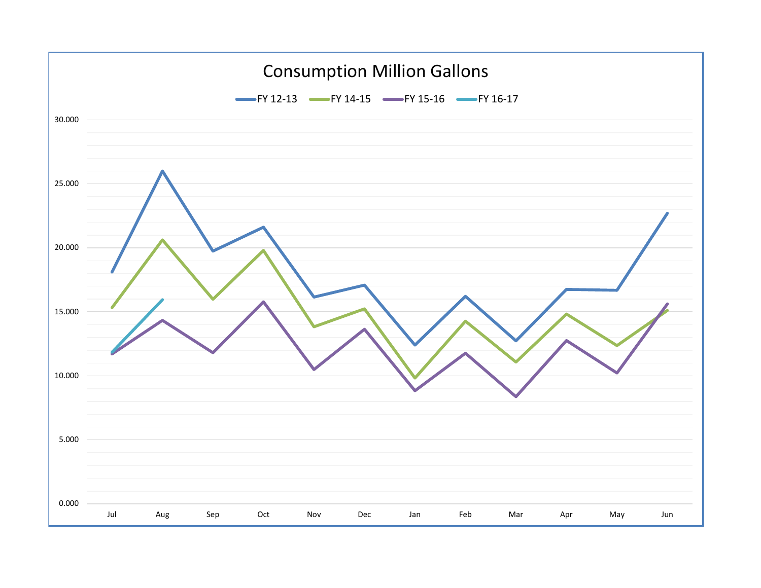# Consumption Million Gallons

FY 12-13 | FY 14-15 | FY 15-16 | FY 16-17

30.000
25.000
20.000
15.000
10.000
5.000
0.000

Jul Aug Sep Oct Nov Dec Jan Feb Mar Apr May Jun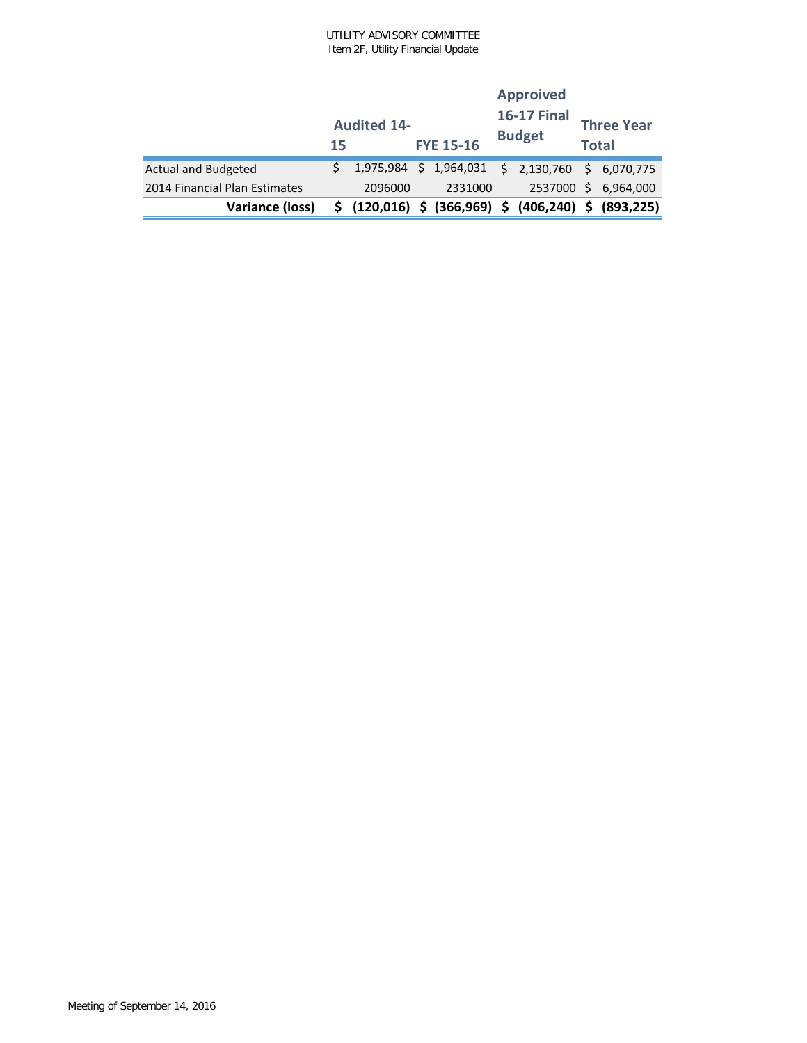UTILITY ADVISORY COMMITTEE
Item 2F, Utility Financial Update

| | Audited 14-15 | FYE 15-16 | Approived 16-17 Final Budget | Three Year Total |
|---|---|---|---|---|
| Actual and Budgeted | $ 1,975,984 | $ 1,964,031 | $ 2,130,760 | $ 6,070,775 |
| 2014 Financial Plan Estimates | 2096000 | 2331000 | 2537000 | $ 6,964,000 |
| **Variance (loss)** | **$ (120,016)** | **$ (366,969)** | **$ (406,240)** | **$ (893,225)** |

Meeting of September 14, 2016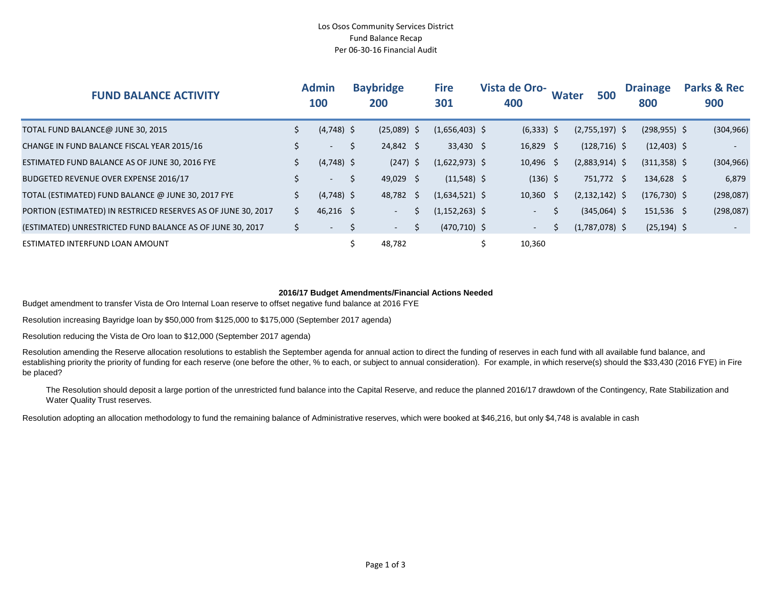Los Osos Community Services District
Fund Balance Recap
Per 06-30-16 Financial Audit

| FUND BALANCE ACTIVITY | Admin 100 | Baybridge 200 | Fire 301 | Vista de Oro-400 | Water 500 | Drainage 800 | Parks & Rec 900 |
|---|---|---|---|---|---|---|---|
| TOTAL FUND BALANCE@ JUNE 30, 2015 | $ (4,748) | $ (25,089) | $ (1,656,403) | $ (6,333) | $ (2,755,197) | $ (298,955) | $ (304,966) |
| CHANGE IN FUND BALANCE FISCAL YEAR 2015/16 | $ - | $ 24,842 | $ 33,430 | $ 16,829 | $ (128,716) | $ (12,403) | $ - |
| ESTIMATED FUND BALANCE AS OF JUNE 30, 2016 FYE | $ (4,748) | $ (247) | $ (1,622,973) | $ 10,496 | $ (2,883,914) | $ (311,358) | $ (304,966) |
| BUDGETED REVENUE OVER EXPENSE 2016/17 | $ - | $ 49,029 | $ (11,548) | $ (136) | $ 751,772 | $ 134,628 | $ 6,879 |
| TOTAL (ESTIMATED) FUND BALANCE @ JUNE 30, 2017 FYE | $ (4,748) | $ 48,782 | $ (1,634,521) | $ 10,360 | $ (2,132,142) | $ (176,730) | $ (298,087) |
| PORTION (ESTIMATED) IN RESTRICED RESERVES AS OF JUNE 30, 2017 | $ 46,216 | $ - | $ (1,152,263) | $ - | $ (345,064) | $ 151,536 | $ (298,087) |
| (ESTIMATED) UNRESTRICTED FUND BALANCE AS OF JUNE 30, 2017 | $ - | $ - | $ (470,710) | $ - | $ (1,787,078) | $ (25,194) | $ - |
| ESTIMATED INTERFUND LOAN AMOUNT | | $ 48,782 | | $ 10,360 | | | |

**2016/17 Budget Amendments/Financial Actions Needed**

Budget amendment to transfer Vista de Oro Internal Loan reserve to offset negative fund balance at 2016 FYE

Resolution increasing Bayridge loan by $50,000 from $125,000 to $175,000 (September 2017 agenda)

Resolution reducing the Vista de Oro loan to $12,000 (September 2017 agenda)

Resolution amending the Reserve allocation resolutions to establish the September agenda for annual action to direct the funding of reserves in each fund with all available fund balance, and establishing priority the priority of funding for each reserve (one before the other, % to each, or subject to annual consideration). For example, in which reserve(s) should the $33,430 (2016 FYE) in Fire be placed?

> The Resolution should deposit a large portion of the unrestricted fund balance into the Capital Reserve, and reduce the planned 2016/17 drawdown of the Contingency, Rate Stabilization and Water Quality Trust reserves.

Resolution adopting an allocation methodology to fund the remaining balance of Administrative reserves, which were booked at $46,216, but only $4,748 is avalable in cash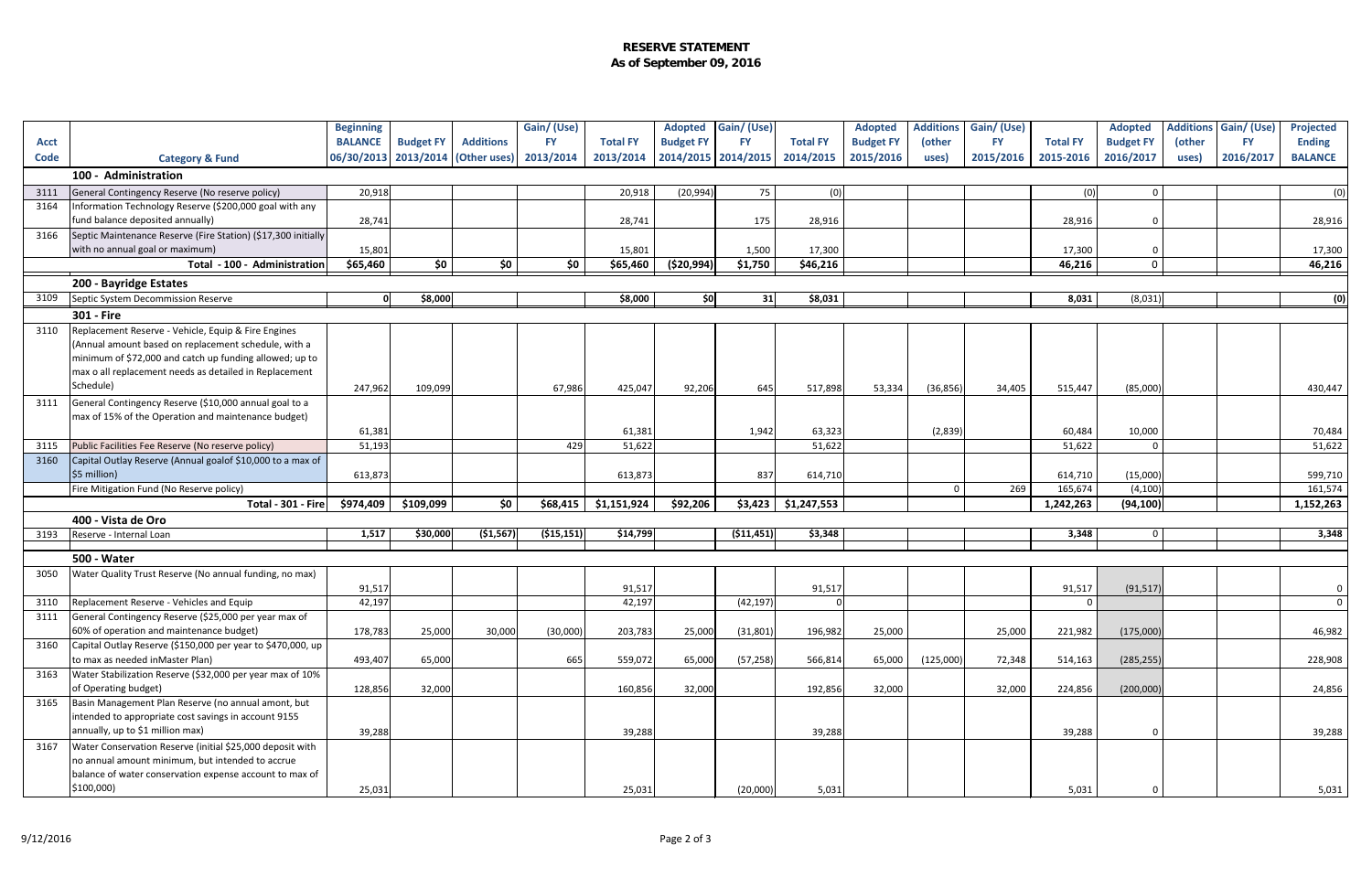# RESERVE STATEMENT
## As of September 09, 2016

| Acct Code | Category & Fund | Beginning BALANCE 06/30/2013 | Budget FY 2013/2014 | Additions (Other uses) | Gain/ (Use) FY 2013/2014 | Total FY 2013/2014 | Adopted Budget FY 2014/2015 | Gain/ (Use) FY 2014/2015 | Total FY 2014/2015 | Adopted Budget FY 2015/2016 | Additions (other uses) | Gain/ (Use) FY 2015/2016 | Total FY 2015-2016 | Adopted Budget FY 2016/2017 | Additions (other uses) | Gain/ (Use) FY 2016/2017 | Projected Ending BALANCE |
|---|---|---|---|---|---|---|---|---|---|---|---|---|---|---|---|---|---|
| | **100 - Administration** | | | | | | | | | | | | | | | | |
| 3111 | General Contingency Reserve (No reserve policy) | 20,918 | | | | 20,918 | (20,994) | 75 | (0) | | | | (0) | 0 | | | (0) |
| 3164 | Information Technology Reserve ($200,000 goal with any fund balance deposited annually) | 28,741 | | | | 28,741 | | 175 | 28,916 | | | | 28,916 | 0 | | | 28,916 |
| 3166 | Septic Maintenance Reserve (Fire Station) ($17,300 initially with no annual goal or maximum) | 15,801 | | | | 15,801 | | 1,500 | 17,300 | | | | 17,300 | 0 | | | 17,300 |
| | **Total - 100 - Administration** | **$65,460** | **$0** | **$0** | **$0** | **$65,460** | **($20,994)** | **$1,750** | **$46,216** | | | | **46,216** | 0 | | | **46,216** |
| | **200 - Bayridge Estates** | | | | | | | | | | | | | | | | |
| 3109 | Septic System Decommission Reserve | **0** | **$8,000** | | | **$8,000** | **$0** | **31** | **$8,031** | | | | **8,031** | (8,031) | | | **(0)** |
| | **301 - Fire** | | | | | | | | | | | | | | | | |
| 3110 | Replacement Reserve - Vehicle, Equip & Fire Engines (Annual amount based on replacement schedule, with a minimum of $72,000 and catch up funding allowed; up to max o all replacement needs as detailed in Replacement Schedule) | 247,962 | 109,099 | | 67,986 | 425,047 | 92,206 | 645 | 517,898 | 53,334 | (36,856) | 34,405 | 515,447 | (85,000) | | | 430,447 |
| 3111 | General Contingency Reserve ($10,000 annual goal to a max of 15% of the Operation and maintenance budget) | 61,381 | | | | 61,381 | | 1,942 | 63,323 | | (2,839) | | 60,484 | 10,000 | | | 70,484 |
| 3115 | Public Facilities Fee Reserve (No reserve policy) | 51,193 | | | 429 | 51,622 | | | 51,622 | | | | 51,622 | 0 | | | 51,622 |
| 3160 | Capital Outlay Reserve (Annual goalof $10,000 to a max of $5 million) | 613,873 | | | | 613,873 | | 837 | 614,710 | | | | 614,710 | (15,000) | | | 599,710 |
| | Fire Mitigation Fund (No Reserve policy) | | | | | | | | | | 0 | 269 | 165,674 | (4,100) | | | 161,574 |
| | **Total - 301 - Fire** | **$974,409** | **$109,099** | **$0** | **$68,415** | **$1,151,924** | **$92,206** | **$3,423** | **$1,247,553** | | | | **1,242,263** | **(94,100)** | | | **1,152,263** |
| | **400 - Vista de Oro** | | | | | | | | | | | | | | | | |
| 3193 | Reserve - Internal Loan | **1,517** | **$30,000** | **($1,567)** | **($15,151)** | **$14,799** | | **($11,451)** | **$3,348** | | | | **3,348** | 0 | | | **3,348** |
| | **500 - Water** | | | | | | | | | | | | | | | | |
| 3050 | Water Quality Trust Reserve (No annual funding, no max) | 91,517 | | | | 91,517 | | | 91,517 | | | | 91,517 | (91,517) | | | 0 |
| 3110 | Replacement Reserve - Vehicles and Equip | 42,197 | | | | 42,197 | | (42,197) | 0 | | | | 0 | | | | 0 |
| 3111 | General Contingency Reserve ($25,000 per year max of 60% of operation and maintenance budget) | 178,783 | 25,000 | 30,000 | (30,000) | 203,783 | 25,000 | (31,801) | 196,982 | 25,000 | | 25,000 | 221,982 | (175,000) | | | 46,982 |
| 3160 | Capital Outlay Reserve ($150,000 per year to $470,000, up to max as needed inMaster Plan) | 493,407 | 65,000 | | 665 | 559,072 | 65,000 | (57,258) | 566,814 | 65,000 | (125,000) | 72,348 | 514,163 | (285,255) | | | 228,908 |
| 3163 | Water Stabilization Reserve ($32,000 per year max of 10% of Operating budget) | 128,856 | 32,000 | | | 160,856 | 32,000 | | 192,856 | 32,000 | | 32,000 | 224,856 | (200,000) | | | 24,856 |
| 3165 | Basin Management Plan Reserve (no annual amont, but intended to appropriate cost savings in account 9155 annually, up to $1 million max) | 39,288 | | | | 39,288 | | | 39,288 | | | | 39,288 | 0 | | | 39,288 |
| 3167 | Water Conservation Reserve (initial $25,000 deposit with no annual amount minimum, but intended to accrue balance of water conservation expense account to max of $100,000) | 25,031 | | | | 25,031 | | (20,000) | 5,031 | | | | 5,031 | 0 | | | 5,031 |

9/12/2016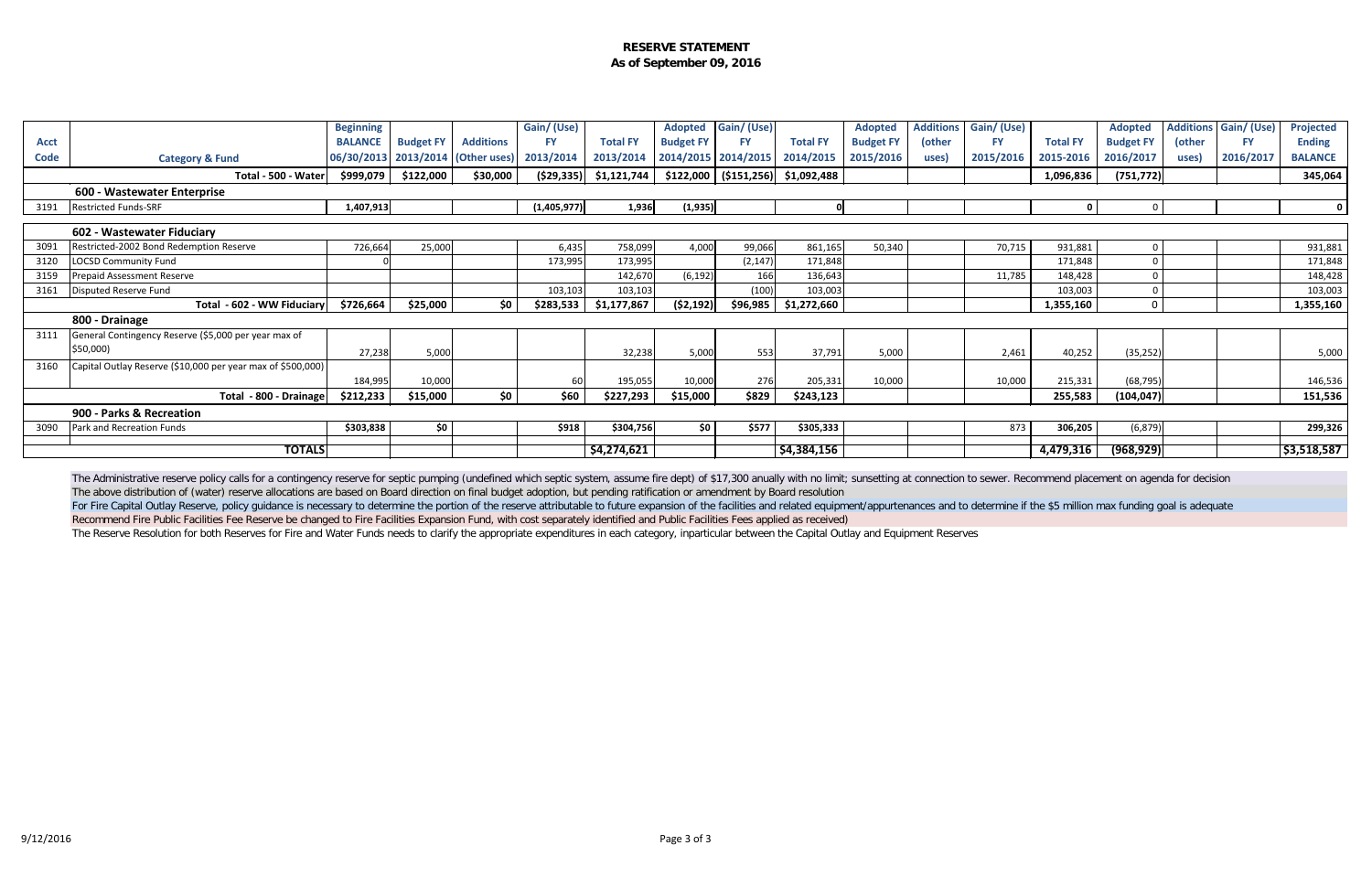# RESERVE STATEMENT

**As of September 09, 2016**

| Acct Code | Category & Fund | Beginning BALANCE 06/30/2013 | Budget FY 2013/2014 | Additions (Other uses) | Gain/ (Use) FY 2013/2014 | Total FY 2013/2014 | Adopted Budget FY 2014/2015 | Gain/ (Use) FY 2014/2015 | Total FY 2014/2015 | Adopted Budget FY 2015/2016 | Additions (other uses) | Gain/ (Use) FY 2015/2016 | Total FY 2015-2016 | Adopted Budget FY 2016/2017 | Additions (other uses) | Gain/ (Use) FY 2016/2017 | Projected Ending BALANCE |
|---|---|---|---|---|---|---|---|---|---|---|---|---|---|---|---|---|---|
| | **Total - 500 - Water** | **$999,079** | **$122,000** | **$30,000** | **($29,335)** | **$1,121,744** | **$122,000** | **($151,256)** | **$1,092,488** | | | | **1,096,836** | **(751,772)** | | | **345,064** |
| | **600 - Wastewater Enterprise** | | | | | | | | | | | | | | | | |
| 3191 | Restricted Funds-SRF | 1,407,913 | | | (1,405,977) | 1,936 | (1,935) | | 0 | | | | 0 | 0 | | | 0 |
| | **602 - Wastewater Fiduciary** | | | | | | | | | | | | | | | | |
| 3091 | Restricted-2002 Bond Redemption Reserve | 726,664 | 25,000 | | 6,435 | 758,099 | 4,000 | 99,066 | 861,165 | 50,340 | | 70,715 | 931,881 | 0 | | | 931,881 |
| 3120 | LOCSD Community Fund | 0 | | | 173,995 | 173,995 | | (2,147) | 171,848 | | | | 171,848 | 0 | | | 171,848 |
| 3159 | Prepaid Assessment Reserve | | | | | 142,670 | (6,192) | 166 | 136,643 | | | 11,785 | 148,428 | 0 | | | 148,428 |
| 3161 | Disputed Reserve Fund | | | | 103,103 | 103,103 | | (100) | 103,003 | | | | 103,003 | 0 | | | 103,003 |
| | **Total - 602 - WW Fiduciary** | **$726,664** | **$25,000** | **$0** | **$283,533** | **$1,177,867** | **($2,192)** | **$96,985** | **$1,272,660** | | | | **1,355,160** | 0 | | | **1,355,160** |
| | **800 - Drainage** | | | | | | | | | | | | | | | | |
| 3111 | General Contingency Reserve ($5,000 per year max of $50,000) | 27,238 | 5,000 | | | 32,238 | 5,000 | 553 | 37,791 | 5,000 | | 2,461 | 40,252 | (35,252) | | | 5,000 |
| 3160 | Capital Outlay Reserve ($10,000 per year max of $500,000) | 184,995 | 10,000 | | 60 | 195,055 | 10,000 | 276 | 205,331 | 10,000 | | 10,000 | 215,331 | (68,795) | | | 146,536 |
| | **Total - 800 - Drainage** | **$212,233** | **$15,000** | **$0** | **$60** | **$227,293** | **$15,000** | **$829** | **$243,123** | | | | **255,583** | **(104,047)** | | | **151,536** |
| | **900 - Parks & Recreation** | | | | | | | | | | | | | | | | |
| 3090 | Park and Recreation Funds | **$303,838** | **$0** | | **$918** | **$304,756** | **$0** | **$577** | **$305,333** | | | 873 | 306,205 | (6,879) | | | 299,326 |
| | **TOTALS** | | | | | **$4,274,621** | | | **$4,384,156** | | | | **4,479,316** | **(968,929)** | | | **$3,518,587** |

The Administrative reserve policy calls for a contingency reserve for septic pumping (undefined which septic system, assume fire dept) of $17,300 anually with no limit; sunsetting at connection to sewer. Recommend placement on agenda for decision

The above distribution of (water) reserve allocations are based on Board direction on final budget adoption, but pending ratification or amendment by Board resolution

For Fire Capital Outlay Reserve, policy guidance is necessary to determine the portion of the reserve attributable to future expansion of the facilities and related equipment/appurtenances and to determine if the $5 million max funding goal is adequate

Recommend Fire Public Facilities Fee Reserve be changed to Fire Facilities Expansion Fund, with cost separately identified and Public Facilities Fees applied as received)

The Reserve Resolution for both Reserves for Fire and Water Funds needs to clarify the appropriate expenditures in each category, inparticular between the Capital Outlay and Equipment Reserves